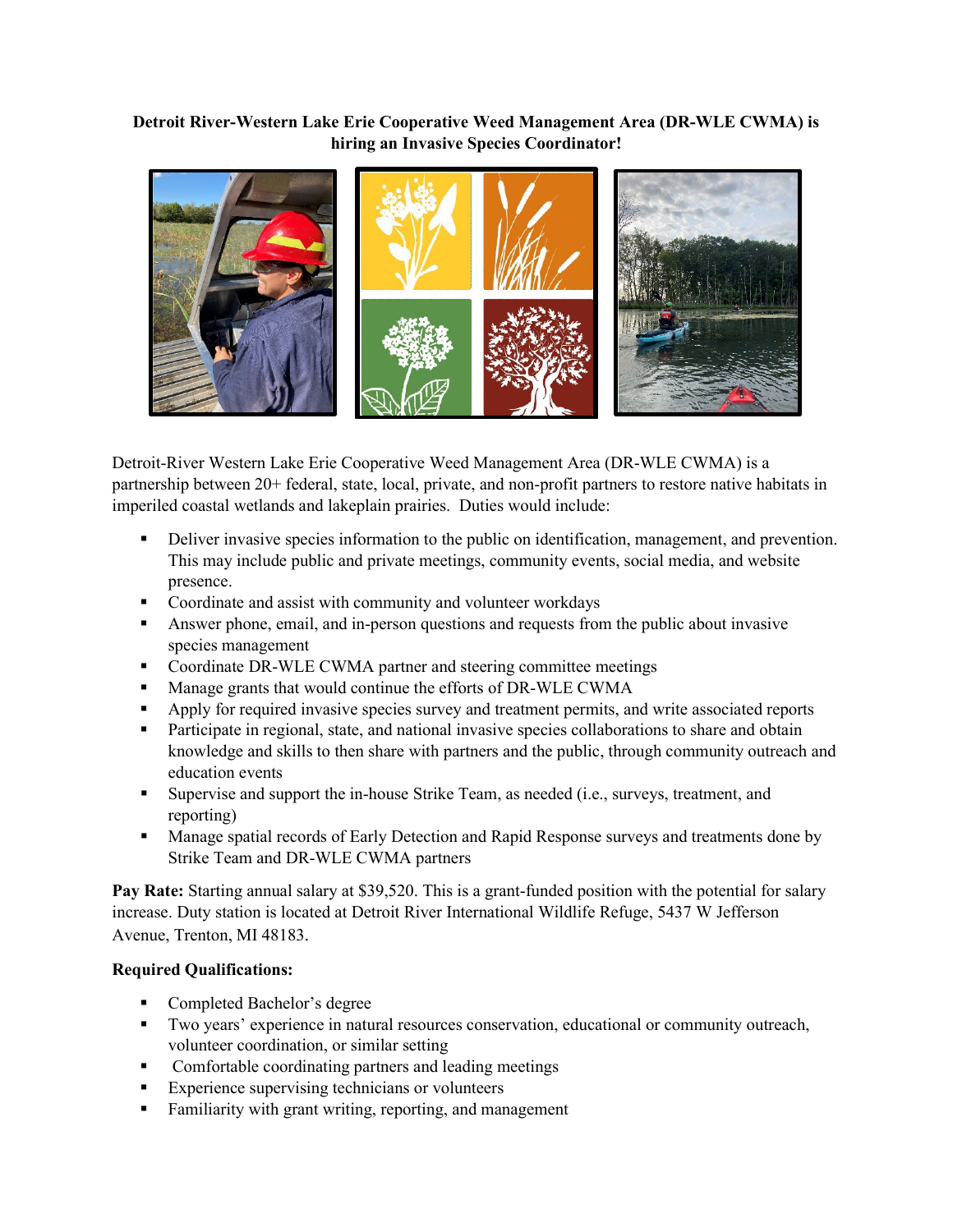**Detroit River-Western Lake Erie Cooperative Weed Management Area (DR-WLE CWMA) is hiring an Invasive Species Coordinator!**

Detroit-River Western Lake Erie Cooperative Weed Management Area (DR-WLE CWMA) is a partnership between 20+ federal, state, local, private, and non-profit partners to restore native habitats in imperiled coastal wetlands and lakeplain prairies. Duties would include:

- Deliver invasive species information to the public on identification, management, and prevention. This may include public and private meetings, community events, social media, and website presence.
- Coordinate and assist with community and volunteer workdays
- Answer phone, email, and in-person questions and requests from the public about invasive species management
- Coordinate DR-WLE CWMA partner and steering committee meetings
- Manage grants that would continue the efforts of DR-WLE CWMA
- Apply for required invasive species survey and treatment permits, and write associated reports
- Participate in regional, state, and national invasive species collaborations to share and obtain knowledge and skills to then share with partners and the public, through community outreach and education events
- Supervise and support the in-house Strike Team, as needed (i.e., surveys, treatment, and reporting)
- Manage spatial records of Early Detection and Rapid Response surveys and treatments done by Strike Team and DR-WLE CWMA partners

**Pay Rate:** Starting annual salary at $39,520. This is a grant-funded position with the potential for salary increase. Duty station is located at Detroit River International Wildlife Refuge, 5437 W Jefferson Avenue, Trenton, MI 48183.

**Required Qualifications:**

- Completed Bachelor's degree
- Two years' experience in natural resources conservation, educational or community outreach, volunteer coordination, or similar setting
- Comfortable coordinating partners and leading meetings
- Experience supervising technicians or volunteers
- Familiarity with grant writing, reporting, and management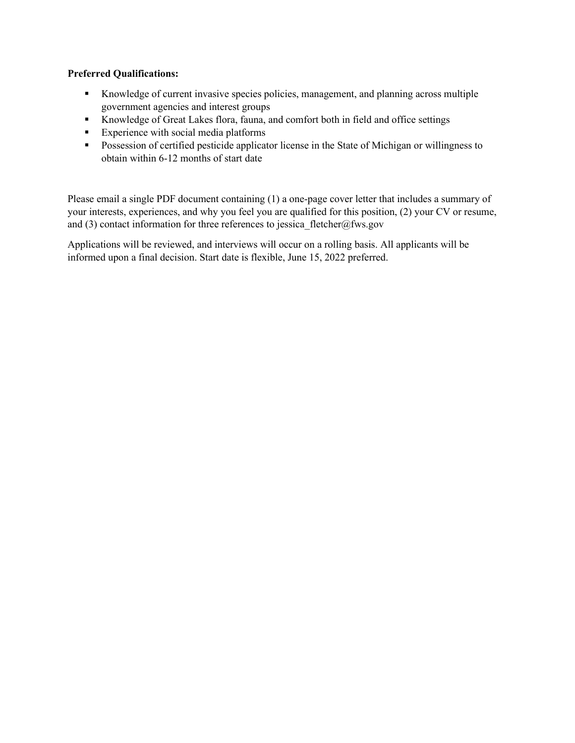**Preferred Qualifications:**

- Knowledge of current invasive species policies, management, and planning across multiple government agencies and interest groups
- Knowledge of Great Lakes flora, fauna, and comfort both in field and office settings
- Experience with social media platforms
- Possession of certified pesticide applicator license in the State of Michigan or willingness to obtain within 6-12 months of start date

Please email a single PDF document containing (1) a one-page cover letter that includes a summary of your interests, experiences, and why you feel you are qualified for this position, (2) your CV or resume, and (3) contact information for three references to jessica_fletcher@fws.gov

Applications will be reviewed, and interviews will occur on a rolling basis. All applicants will be informed upon a final decision. Start date is flexible, June 15, 2022 preferred.